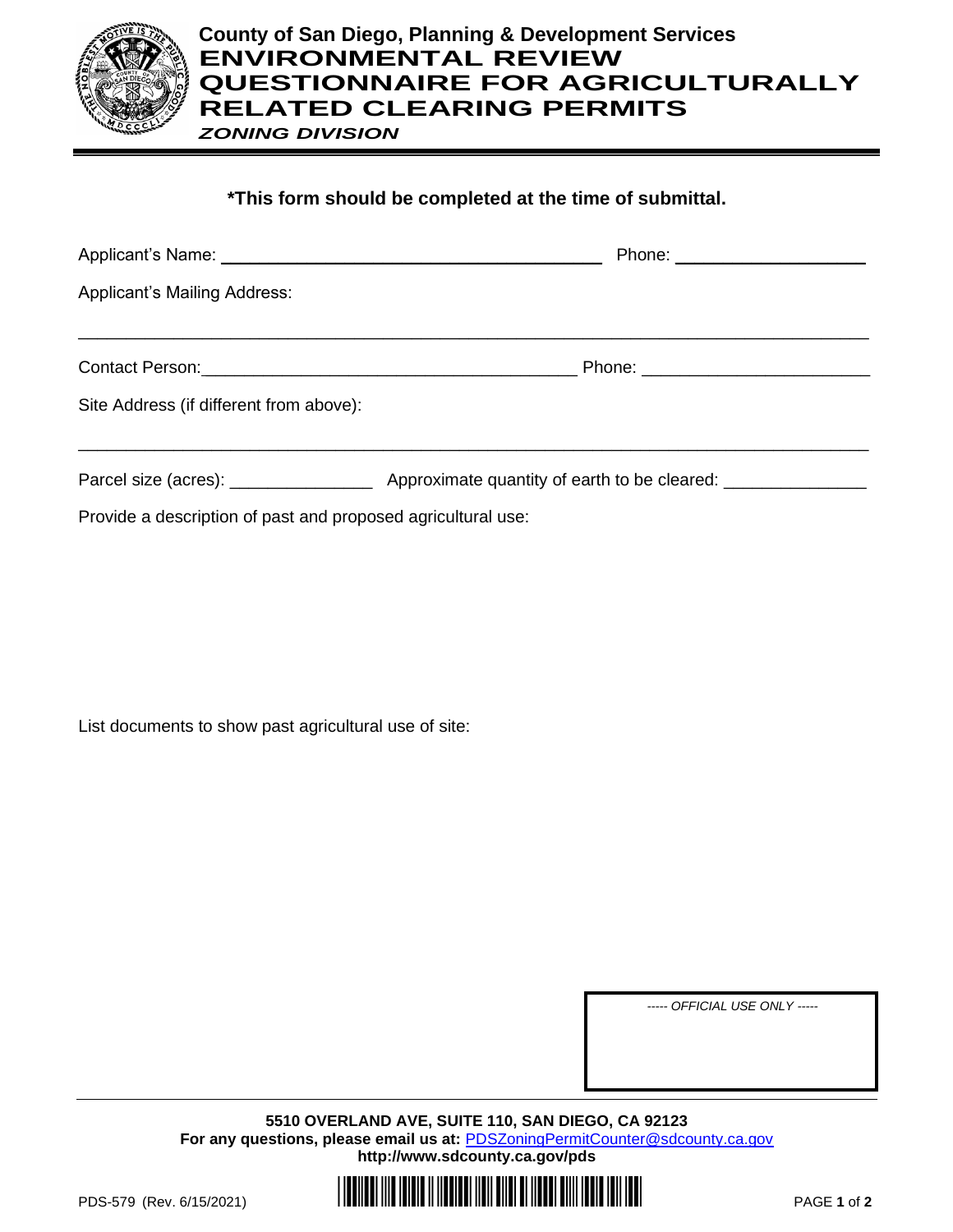# County of San Diego, Planning & Development Services

# ENVIRONMENTAL REVIEW QUESTIONNAIRE FOR AGRICULTURALLY RELATED CLEARING PERMITS

*ZONING DIVISION*

**\*This form should be completed at the time of submittal.**

Applicant's Name: ________________________________________ Phone: ____________________

Applicant's Mailing Address:

_____________________________________________________________________________

Contact Person: ________________________________________ Phone: ______________________

Site Address (if different from above):

_____________________________________________________________________________

Parcel size (acres): _______________ Approximate quantity of earth to be cleared: ______________

Provide a description of past and proposed agricultural use:

List documents to show past agricultural use of site:

----- *OFFICIAL USE ONLY* -----

**5510 OVERLAND AVE, SUITE 110, SAN DIEGO, CA 92123**
**For any questions, please email us at:** PDSZoningPermitCounter@sdcounty.ca.gov
**http://www.sdcounty.ca.gov/pds**

PDS-579 (Rev. 6/15/2021)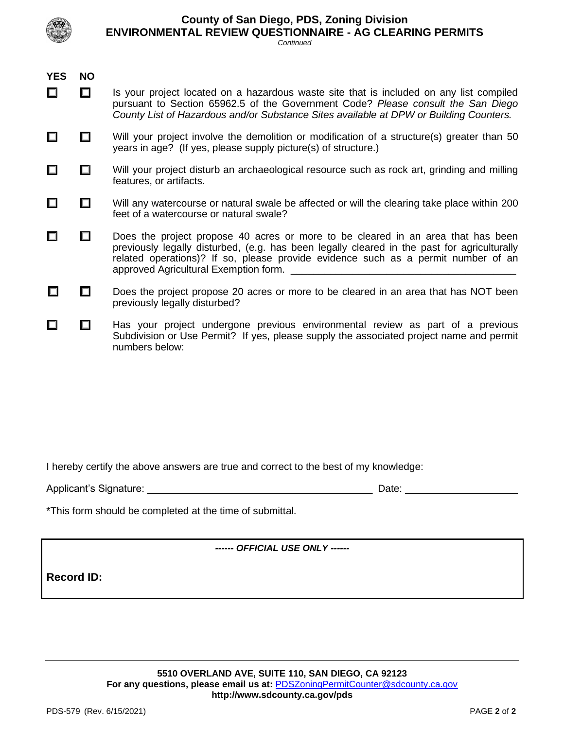## County of San Diego, PDS, Zoning Division
## ENVIRONMENTAL REVIEW QUESTIONNAIRE - AG CLEARING PERMITS

*Continued*

| YES | NO | |
|---|---|---|
| ☐ | ☐ | Is your project located on a hazardous waste site that is included on any list compiled pursuant to Section 65962.5 of the Government Code? *Please consult the San Diego County List of Hazardous and/or Substance Sites available at DPW or Building Counters.* |
| ☐ | ☐ | Will your project involve the demolition or modification of a structure(s) greater than 50 years in age? (If yes, please supply picture(s) of structure.) |
| ☐ | ☐ | Will your project disturb an archaeological resource such as rock art, grinding and milling features, or artifacts. |
| ☐ | ☐ | Will any watercourse or natural swale be affected or will the clearing take place within 200 feet of a watercourse or natural swale? |
| ☐ | ☐ | Does the project propose 40 acres or more to be cleared in an area that has been previously legally disturbed, (e.g. has been legally cleared in the past for agriculturally related operations)? If so, please provide evidence such as a permit number of an approved Agricultural Exemption form. ________________________________________ |
| ☐ | ☐ | Does the project propose 20 acres or more to be cleared in an area that has NOT been previously legally disturbed? |
| ☐ | ☐ | Has your project undergone previous environmental review as part of a previous Subdivision or Use Permit? If yes, please supply the associated project name and permit numbers below: |

I hereby certify the above answers are true and correct to the best of my knowledge:

Applicant's Signature: ________________________________________ Date: ____________________

*This form should be completed at the time of submittal.

***------ OFFICIAL USE ONLY ------***

**Record ID:**

**5510 OVERLAND AVE, SUITE 110, SAN DIEGO, CA 92123**
**For any questions, please email us at:** PDSZoningPermitCounter@sdcounty.ca.gov
**http://www.sdcounty.ca.gov/pds**

PDS-579 (Rev. 6/15/2021)